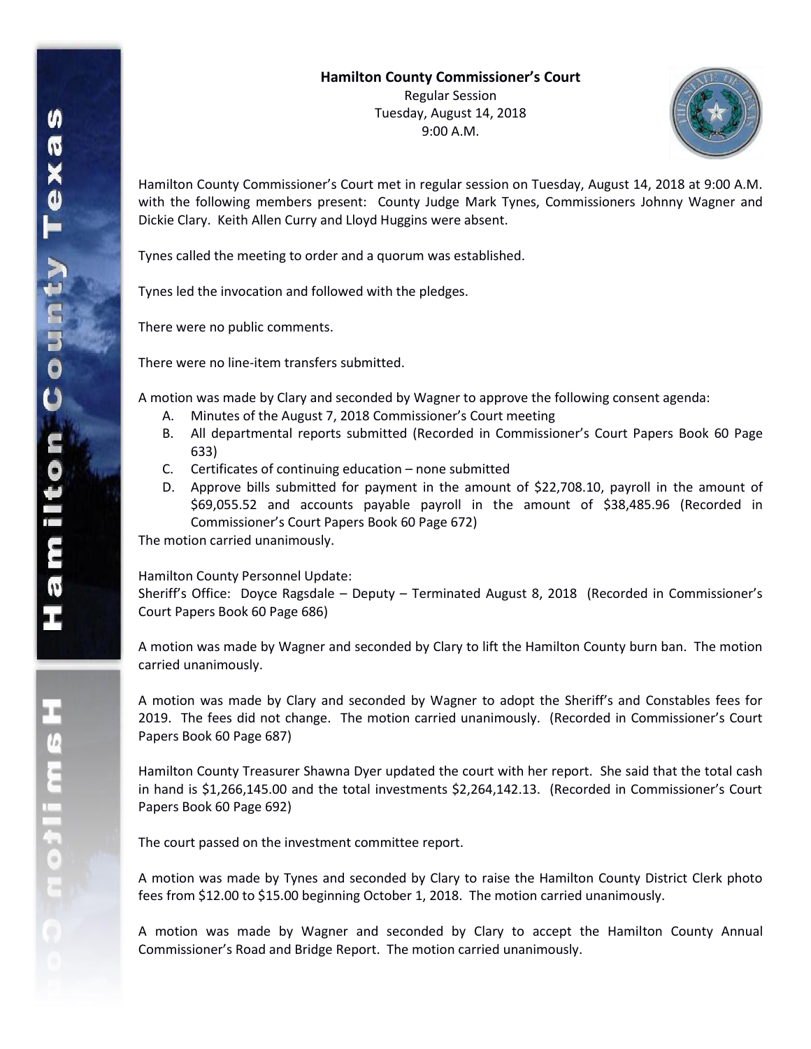**Hamilton County Commissioner's Court**
Regular Session
Tuesday, August 14, 2018
9:00 A.M.

Hamilton County Commissioner's Court met in regular session on Tuesday, August 14, 2018 at 9:00 A.M. with the following members present: County Judge Mark Tynes, Commissioners Johnny Wagner and Dickie Clary. Keith Allen Curry and Lloyd Huggins were absent.

Tynes called the meeting to order and a quorum was established.

Tynes led the invocation and followed with the pledges.

There were no public comments.

There were no line-item transfers submitted.

A motion was made by Clary and seconded by Wagner to approve the following consent agenda:

A. Minutes of the August 7, 2018 Commissioner's Court meeting
B. All departmental reports submitted (Recorded in Commissioner's Court Papers Book 60 Page 633)
C. Certificates of continuing education – none submitted
D. Approve bills submitted for payment in the amount of $22,708.10, payroll in the amount of $69,055.52 and accounts payable payroll in the amount of $38,485.96 (Recorded in Commissioner's Court Papers Book 60 Page 672)

The motion carried unanimously.

Hamilton County Personnel Update:
Sheriff's Office: Doyce Ragsdale – Deputy – Terminated August 8, 2018 (Recorded in Commissioner's Court Papers Book 60 Page 686)

A motion was made by Wagner and seconded by Clary to lift the Hamilton County burn ban. The motion carried unanimously.

A motion was made by Clary and seconded by Wagner to adopt the Sheriff's and Constables fees for 2019. The fees did not change. The motion carried unanimously. (Recorded in Commissioner's Court Papers Book 60 Page 687)

Hamilton County Treasurer Shawna Dyer updated the court with her report. She said that the total cash in hand is $1,266,145.00 and the total investments $2,264,142.13. (Recorded in Commissioner's Court Papers Book 60 Page 692)

The court passed on the investment committee report.

A motion was made by Tynes and seconded by Clary to raise the Hamilton County District Clerk photo fees from $12.00 to $15.00 beginning October 1, 2018. The motion carried unanimously.

A motion was made by Wagner and seconded by Clary to accept the Hamilton County Annual Commissioner's Road and Bridge Report. The motion carried unanimously.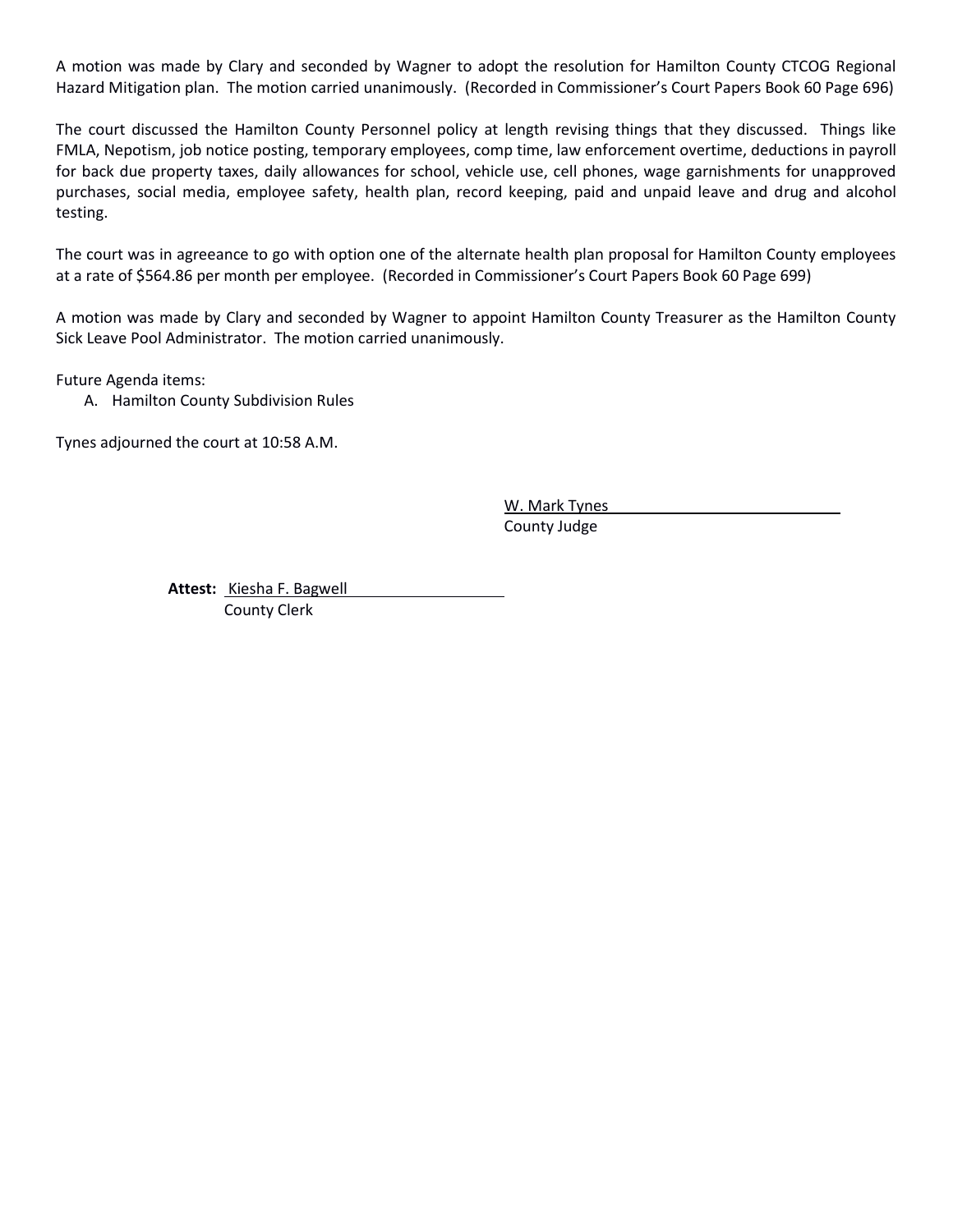A motion was made by Clary and seconded by Wagner to adopt the resolution for Hamilton County CTCOG Regional Hazard Mitigation plan. The motion carried unanimously. (Recorded in Commissioner's Court Papers Book 60 Page 696)

The court discussed the Hamilton County Personnel policy at length revising things that they discussed. Things like FMLA, Nepotism, job notice posting, temporary employees, comp time, law enforcement overtime, deductions in payroll for back due property taxes, daily allowances for school, vehicle use, cell phones, wage garnishments for unapproved purchases, social media, employee safety, health plan, record keeping, paid and unpaid leave and drug and alcohol testing.

The court was in agreeance to go with option one of the alternate health plan proposal for Hamilton County employees at a rate of $564.86 per month per employee. (Recorded in Commissioner's Court Papers Book 60 Page 699)

A motion was made by Clary and seconded by Wagner to appoint Hamilton County Treasurer as the Hamilton County Sick Leave Pool Administrator. The motion carried unanimously.

Future Agenda items:

A. Hamilton County Subdivision Rules

Tynes adjourned the court at 10:58 A.M.

W. Mark Tynes
County Judge

**Attest:** Kiesha F. Bagwell
County Clerk